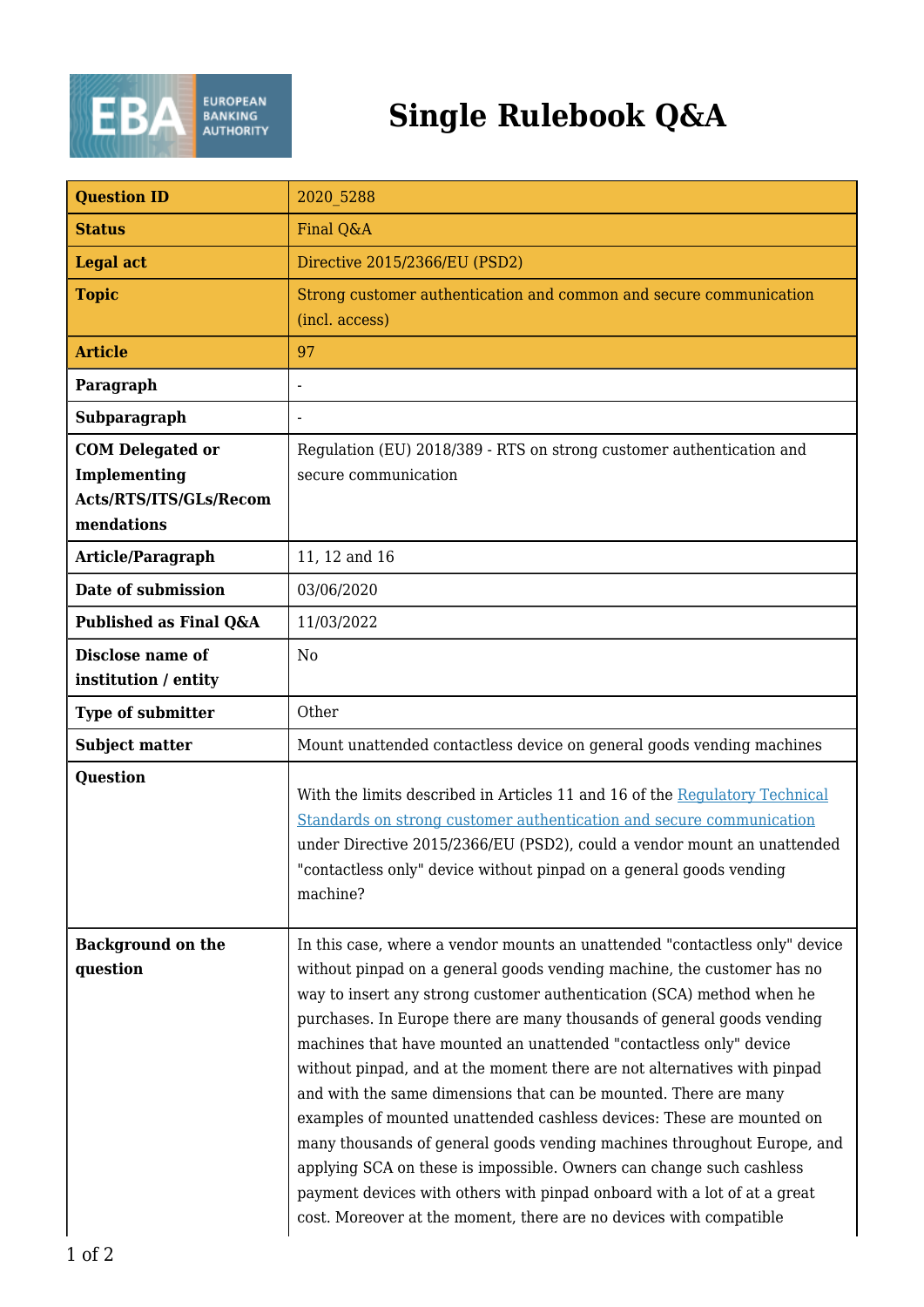# Single Rulebook Q&A

| | |
|---|---|
| **Question ID** | 2020_5288 |
| **Status** | Final Q&A |
| **Legal act** | Directive 2015/2366/EU (PSD2) |
| **Topic** | Strong customer authentication and common and secure communication (incl. access) |
| **Article** | 97 |
| **Paragraph** | - |
| **Subparagraph** | - |
| **COM Delegated or Implementing Acts/RTS/ITS/GLs/Recommendations** | Regulation (EU) 2018/389 - RTS on strong customer authentication and secure communication |
| **Article/Paragraph** | 11, 12 and 16 |
| **Date of submission** | 03/06/2020 |
| **Published as Final Q&A** | 11/03/2022 |
| **Disclose name of institution / entity** | No |
| **Type of submitter** | Other |
| **Subject matter** | Mount unattended contactless device on general goods vending machines |
| **Question** | With the limits described in Articles 11 and 16 of the [Regulatory Technical Standards on strong customer authentication and secure communication]() under Directive 2015/2366/EU (PSD2), could a vendor mount an unattended "contactless only" device without pinpad on a general goods vending machine? |
| **Background on the question** | In this case, where a vendor mounts an unattended "contactless only" device without pinpad on a general goods vending machine, the customer has no way to insert any strong customer authentication (SCA) method when he purchases. In Europe there are many thousands of general goods vending machines that have mounted an unattended "contactless only" device without pinpad, and at the moment there are not alternatives with pinpad and with the same dimensions that can be mounted. There are many examples of mounted unattended cashless devices: These are mounted on many thousands of general goods vending machines throughout Europe, and applying SCA on these is impossible. Owners can change such cashless payment devices with others with pinpad onboard with a lot of at a great cost. Moreover at the moment, there are no devices with compatible |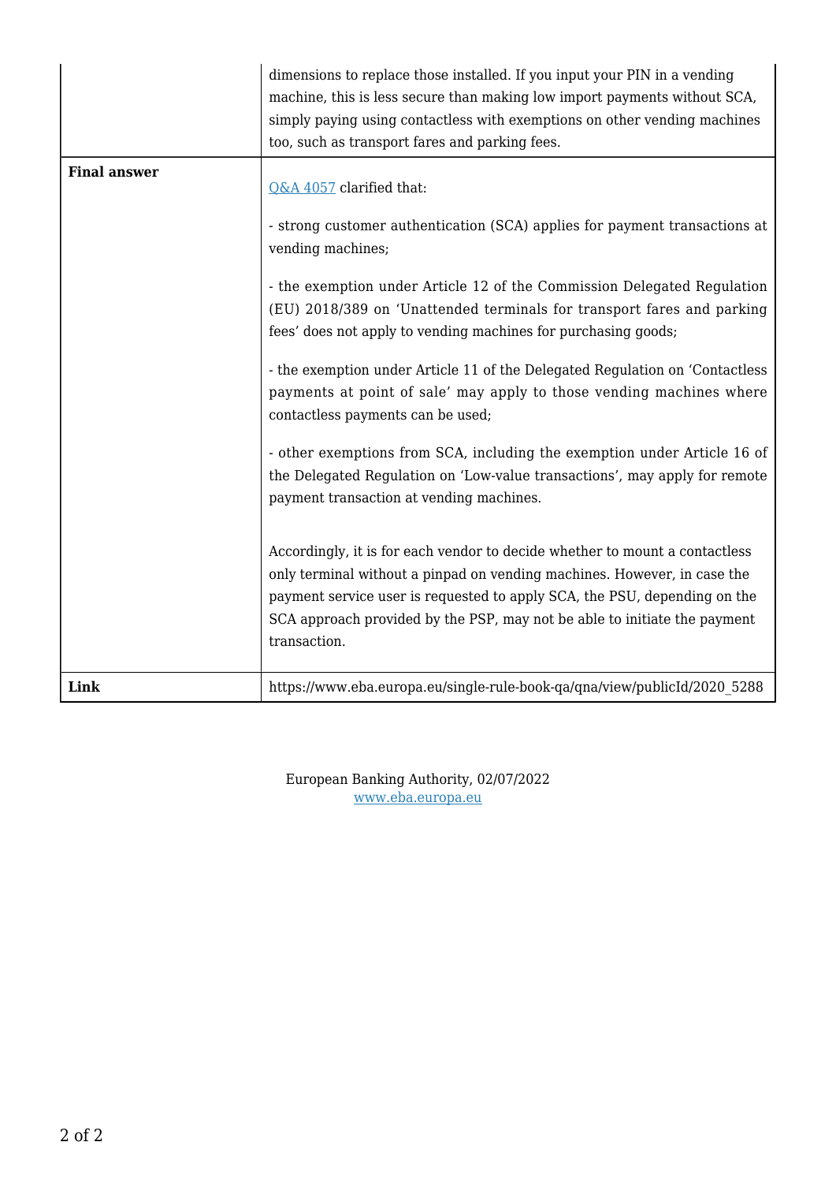| | |
|---|---|
| | dimensions to replace those installed. If you input your PIN in a vending machine, this is less secure than making low import payments without SCA, simply paying using contactless with exemptions on other vending machines too, such as transport fares and parking fees. |
| **Final answer** | Q&A 4057 clarified that:<br><br>- strong customer authentication (SCA) applies for payment transactions at vending machines;<br><br>- the exemption under Article 12 of the Commission Delegated Regulation (EU) 2018/389 on 'Unattended terminals for transport fares and parking fees' does not apply to vending machines for purchasing goods;<br><br>- the exemption under Article 11 of the Delegated Regulation on 'Contactless payments at point of sale' may apply to those vending machines where contactless payments can be used;<br><br>- other exemptions from SCA, including the exemption under Article 16 of the Delegated Regulation on 'Low-value transactions', may apply for remote payment transaction at vending machines.<br><br>Accordingly, it is for each vendor to decide whether to mount a contactless only terminal without a pinpad on vending machines. However, in case the payment service user is requested to apply SCA, the PSU, depending on the SCA approach provided by the PSP, may not be able to initiate the payment transaction. |
| **Link** | https://www.eba.europa.eu/single-rule-book-qa/qna/view/publicId/2020_5288 |

European Banking Authority, 02/07/2022
www.eba.europa.eu